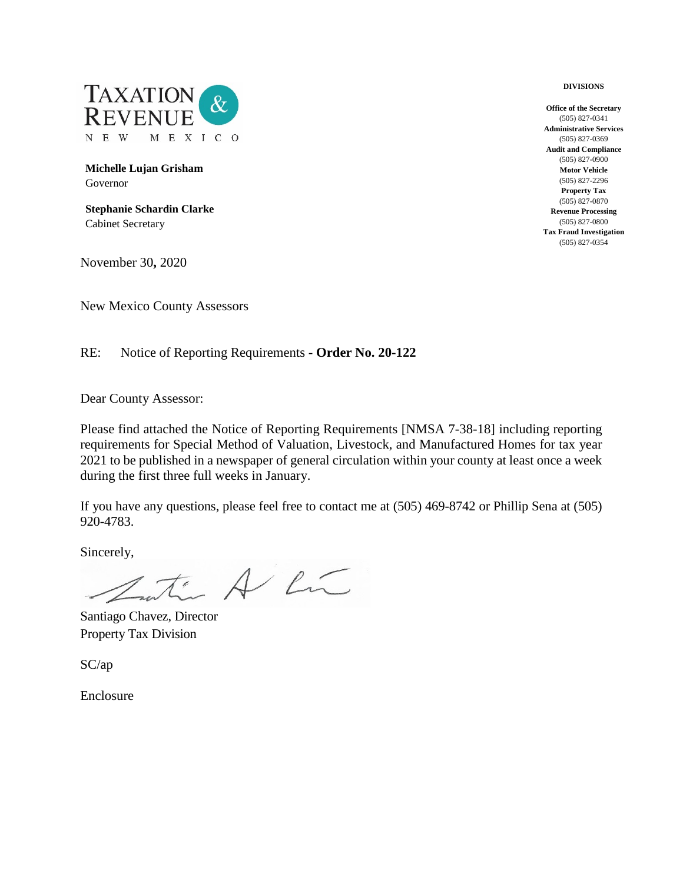TAXATION & REVENUE

NEW MEXICO

**Michelle Lujan Grisham**
Governor

**Stephanie Schardin Clarke**
Cabinet Secretary

**DIVISIONS**

**Office of the Secretary**
(505) 827-0341
**Administrative Services**
(505) 827-0369
**Audit and Compliance**
(505) 827-0900
**Motor Vehicle**
(505) 827-2296
**Property Tax**
(505) 827-0870
**Revenue Processing**
(505) 827-0800
**Tax Fraud Investigation**
(505) 827-0354

November 30**,** 2020

New Mexico County Assessors

RE: Notice of Reporting Requirements - **Order No. 20-122**

Dear County Assessor:

Please find attached the Notice of Reporting Requirements [NMSA 7-38-18] including reporting requirements for Special Method of Valuation, Livestock, and Manufactured Homes for tax year 2021 to be published in a newspaper of general circulation within your county at least once a week during the first three full weeks in January.

If you have any questions, please feel free to contact me at (505) 469-8742 or Phillip Sena at (505) 920-4783.

Sincerely,

Santiago Chavez, Director
Property Tax Division

SC/ap

Enclosure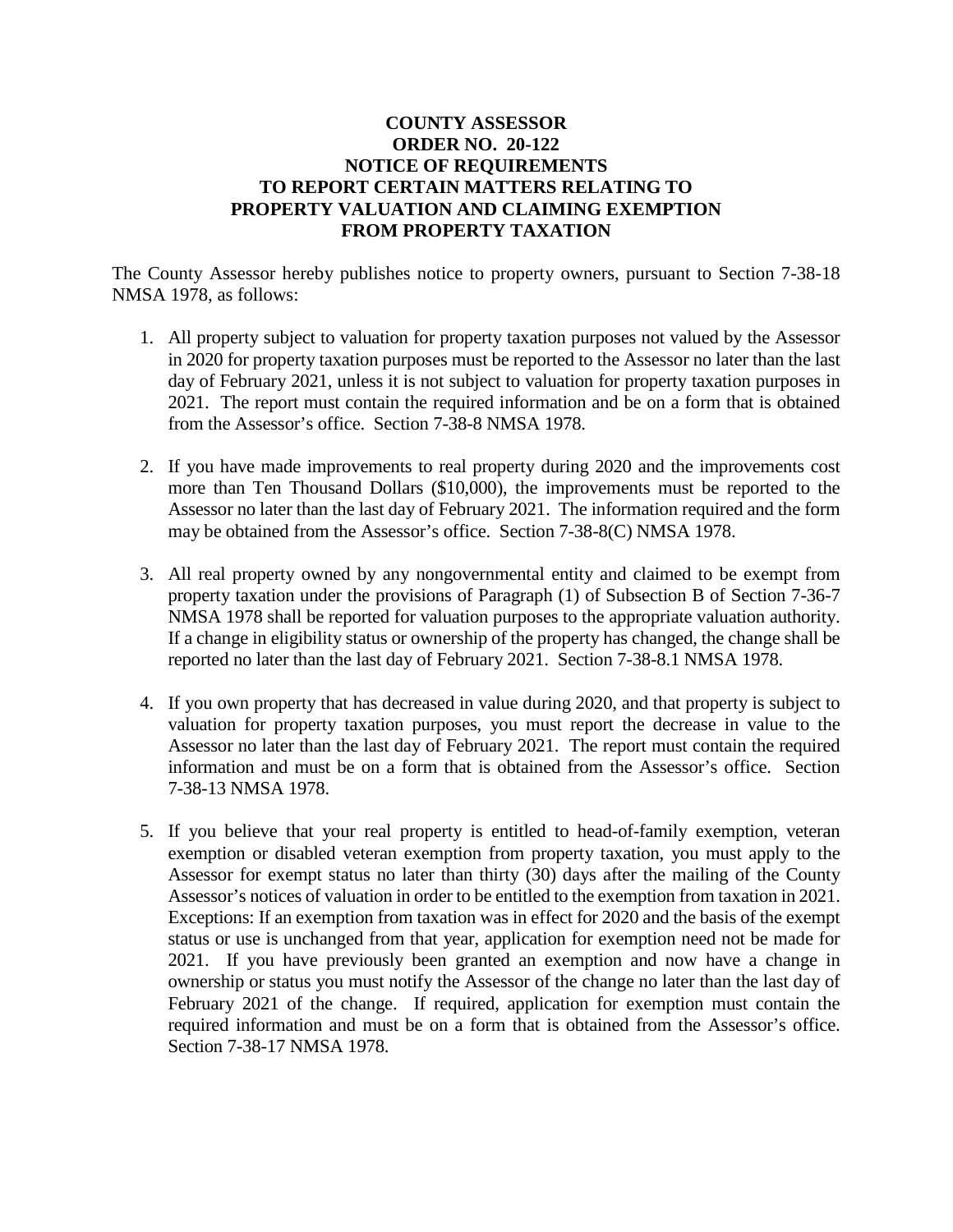**COUNTY ASSESSOR**
**ORDER NO. 20-122**
**NOTICE OF REQUIREMENTS**
**TO REPORT CERTAIN MATTERS RELATING TO**
**PROPERTY VALUATION AND CLAIMING EXEMPTION**
**FROM PROPERTY TAXATION**

The County Assessor hereby publishes notice to property owners, pursuant to Section 7-38-18 NMSA 1978, as follows:

1. All property subject to valuation for property taxation purposes not valued by the Assessor in 2020 for property taxation purposes must be reported to the Assessor no later than the last day of February 2021, unless it is not subject to valuation for property taxation purposes in 2021. The report must contain the required information and be on a form that is obtained from the Assessor's office. Section 7-38-8 NMSA 1978.

2. If you have made improvements to real property during 2020 and the improvements cost more than Ten Thousand Dollars ($10,000), the improvements must be reported to the Assessor no later than the last day of February 2021. The information required and the form may be obtained from the Assessor's office. Section 7-38-8(C) NMSA 1978.

3. All real property owned by any nongovernmental entity and claimed to be exempt from property taxation under the provisions of Paragraph (1) of Subsection B of Section 7-36-7 NMSA 1978 shall be reported for valuation purposes to the appropriate valuation authority. If a change in eligibility status or ownership of the property has changed, the change shall be reported no later than the last day of February 2021. Section 7-38-8.1 NMSA 1978.

4. If you own property that has decreased in value during 2020, and that property is subject to valuation for property taxation purposes, you must report the decrease in value to the Assessor no later than the last day of February 2021. The report must contain the required information and must be on a form that is obtained from the Assessor's office. Section 7-38-13 NMSA 1978.

5. If you believe that your real property is entitled to head-of-family exemption, veteran exemption or disabled veteran exemption from property taxation, you must apply to the Assessor for exempt status no later than thirty (30) days after the mailing of the County Assessor's notices of valuation in order to be entitled to the exemption from taxation in 2021. Exceptions: If an exemption from taxation was in effect for 2020 and the basis of the exempt status or use is unchanged from that year, application for exemption need not be made for 2021. If you have previously been granted an exemption and now have a change in ownership or status you must notify the Assessor of the change no later than the last day of February 2021 of the change. If required, application for exemption must contain the required information and must be on a form that is obtained from the Assessor's office. Section 7-38-17 NMSA 1978.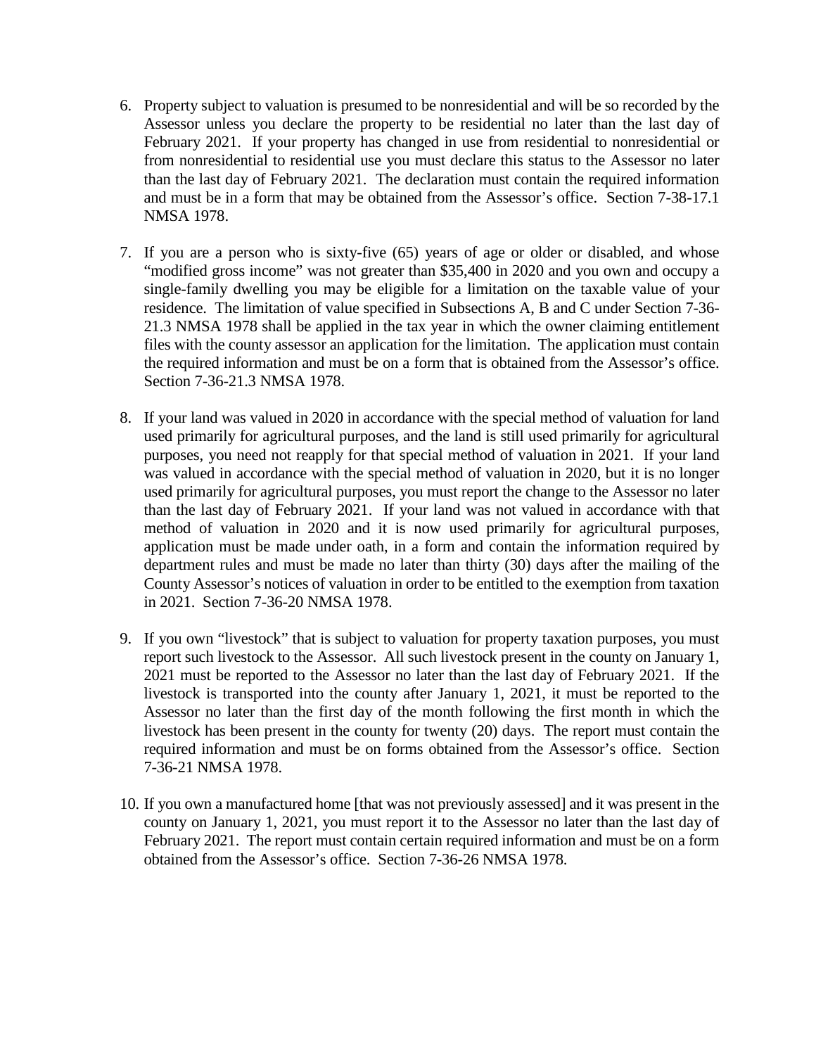6. Property subject to valuation is presumed to be nonresidential and will be so recorded by the Assessor unless you declare the property to be residential no later than the last day of February 2021. If your property has changed in use from residential to nonresidential or from nonresidential to residential use you must declare this status to the Assessor no later than the last day of February 2021. The declaration must contain the required information and must be in a form that may be obtained from the Assessor's office. Section 7-38-17.1 NMSA 1978.

7. If you are a person who is sixty-five (65) years of age or older or disabled, and whose "modified gross income" was not greater than $35,400 in 2020 and you own and occupy a single-family dwelling you may be eligible for a limitation on the taxable value of your residence. The limitation of value specified in Subsections A, B and C under Section 7-36-21.3 NMSA 1978 shall be applied in the tax year in which the owner claiming entitlement files with the county assessor an application for the limitation. The application must contain the required information and must be on a form that is obtained from the Assessor's office. Section 7-36-21.3 NMSA 1978.

8. If your land was valued in 2020 in accordance with the special method of valuation for land used primarily for agricultural purposes, and the land is still used primarily for agricultural purposes, you need not reapply for that special method of valuation in 2021. If your land was valued in accordance with the special method of valuation in 2020, but it is no longer used primarily for agricultural purposes, you must report the change to the Assessor no later than the last day of February 2021. If your land was not valued in accordance with that method of valuation in 2020 and it is now used primarily for agricultural purposes, application must be made under oath, in a form and contain the information required by department rules and must be made no later than thirty (30) days after the mailing of the County Assessor's notices of valuation in order to be entitled to the exemption from taxation in 2021. Section 7-36-20 NMSA 1978.

9. If you own "livestock" that is subject to valuation for property taxation purposes, you must report such livestock to the Assessor. All such livestock present in the county on January 1, 2021 must be reported to the Assessor no later than the last day of February 2021. If the livestock is transported into the county after January 1, 2021, it must be reported to the Assessor no later than the first day of the month following the first month in which the livestock has been present in the county for twenty (20) days. The report must contain the required information and must be on forms obtained from the Assessor's office. Section 7-36-21 NMSA 1978.

10. If you own a manufactured home [that was not previously assessed] and it was present in the county on January 1, 2021, you must report it to the Assessor no later than the last day of February 2021. The report must contain certain required information and must be on a form obtained from the Assessor's office. Section 7-36-26 NMSA 1978.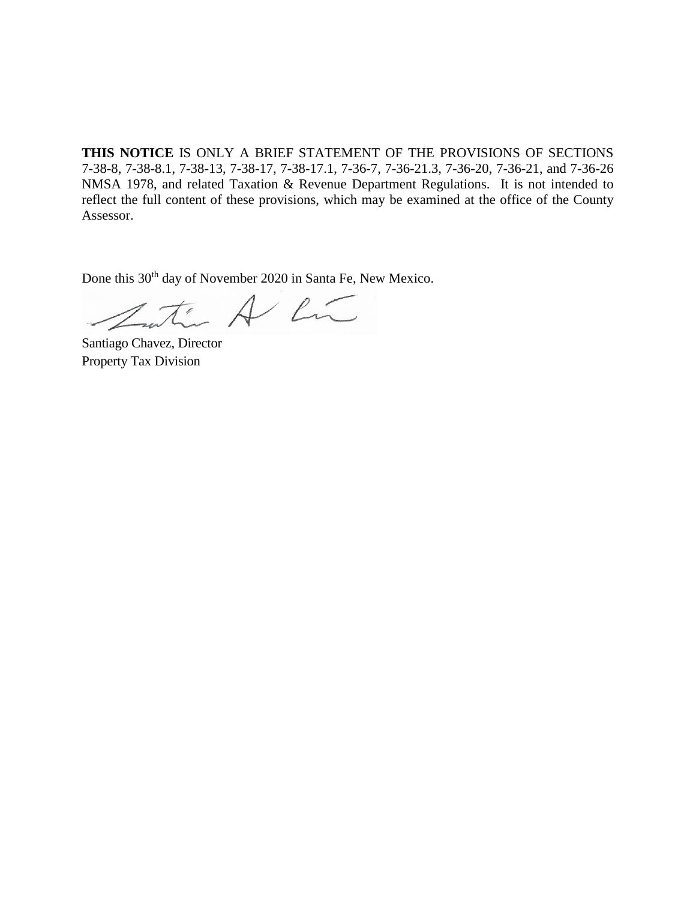**THIS NOTICE** IS ONLY A BRIEF STATEMENT OF THE PROVISIONS OF SECTIONS 7-38-8, 7-38-8.1, 7-38-13, 7-38-17, 7-38-17.1, 7-36-7, 7-36-21.3, 7-36-20, 7-36-21, and 7-36-26 NMSA 1978, and related Taxation & Revenue Department Regulations. It is not intended to reflect the full content of these provisions, which may be examined at the office of the County Assessor.

Done this 30th day of November 2020 in Santa Fe, New Mexico.

Santiago Chavez, Director
Property Tax Division